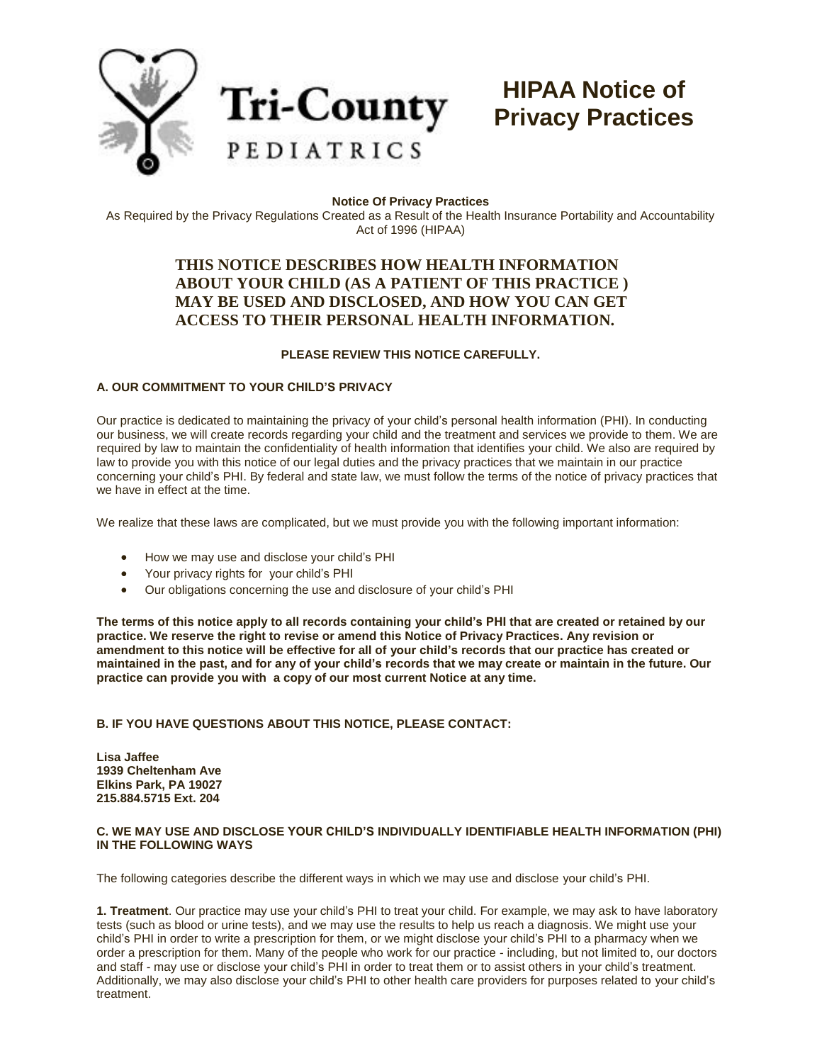# Tri-County PEDIATRICS

# HIPAA Notice of Privacy Practices

**Notice Of Privacy Practices**

As Required by the Privacy Regulations Created as a Result of the Health Insurance Portability and Accountability Act of 1996 (HIPAA)

## THIS NOTICE DESCRIBES HOW HEALTH INFORMATION ABOUT YOUR CHILD (AS A PATIENT OF THIS PRACTICE ) MAY BE USED AND DISCLOSED, AND HOW YOU CAN GET ACCESS TO THEIR PERSONAL HEALTH INFORMATION.

**PLEASE REVIEW THIS NOTICE CAREFULLY.**

### A. OUR COMMITMENT TO YOUR CHILD'S PRIVACY

Our practice is dedicated to maintaining the privacy of your child's personal health information (PHI). In conducting our business, we will create records regarding your child and the treatment and services we provide to them. We are required by law to maintain the confidentiality of health information that identifies your child. We also are required by law to provide you with this notice of our legal duties and the privacy practices that we maintain in our practice concerning your child's PHI. By federal and state law, we must follow the terms of the notice of privacy practices that we have in effect at the time.

We realize that these laws are complicated, but we must provide you with the following important information:

- How we may use and disclose your child's PHI
- Your privacy rights for your child's PHI
- Our obligations concerning the use and disclosure of your child's PHI

**The terms of this notice apply to all records containing your child's PHI that are created or retained by our practice. We reserve the right to revise or amend this Notice of Privacy Practices. Any revision or amendment to this notice will be effective for all of your child's records that our practice has created or maintained in the past, and for any of your child's records that we may create or maintain in the future. Our practice can provide you with a copy of our most current Notice at any time.**

### B. IF YOU HAVE QUESTIONS ABOUT THIS NOTICE, PLEASE CONTACT:

**Lisa Jaffee**
**1939 Cheltenham Ave**
**Elkins Park, PA 19027**
**215.884.5715 Ext. 204**

### C. WE MAY USE AND DISCLOSE YOUR CHILD'S INDIVIDUALLY IDENTIFIABLE HEALTH INFORMATION (PHI) IN THE FOLLOWING WAYS

The following categories describe the different ways in which we may use and disclose your child's PHI.

**1. Treatment**. Our practice may use your child's PHI to treat your child. For example, we may ask to have laboratory tests (such as blood or urine tests), and we may use the results to help us reach a diagnosis. We might use your child's PHI in order to write a prescription for them, or we might disclose your child's PHI to a pharmacy when we order a prescription for them. Many of the people who work for our practice - including, but not limited to, our doctors and staff - may use or disclose your child's PHI in order to treat them or to assist others in your child's treatment. Additionally, we may also disclose your child's PHI to other health care providers for purposes related to your child's treatment.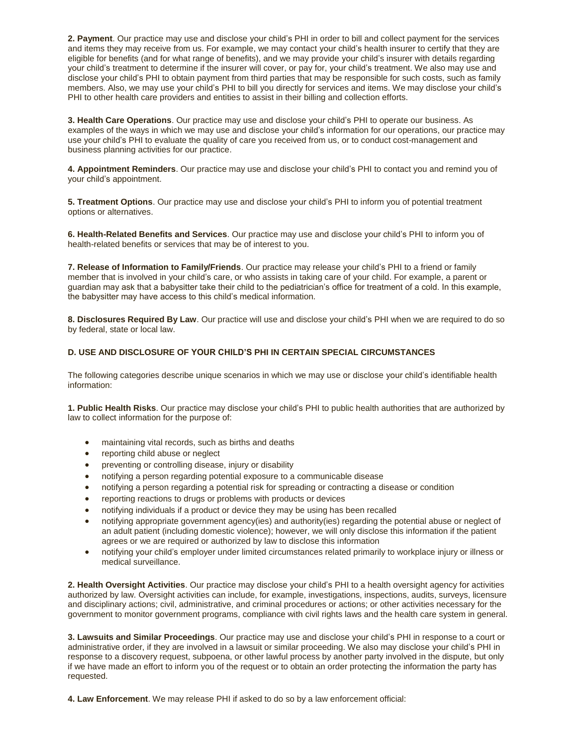**2. Payment**. Our practice may use and disclose your child's PHI in order to bill and collect payment for the services and items they may receive from us. For example, we may contact your child's health insurer to certify that they are eligible for benefits (and for what range of benefits), and we may provide your child's insurer with details regarding your child's treatment to determine if the insurer will cover, or pay for, your child's treatment. We also may use and disclose your child's PHI to obtain payment from third parties that may be responsible for such costs, such as family members. Also, we may use your child's PHI to bill you directly for services and items. We may disclose your child's PHI to other health care providers and entities to assist in their billing and collection efforts.

**3. Health Care Operations**. Our practice may use and disclose your child's PHI to operate our business. As examples of the ways in which we may use and disclose your child's information for our operations, our practice may use your child's PHI to evaluate the quality of care you received from us, or to conduct cost-management and business planning activities for our practice.

**4. Appointment Reminders**. Our practice may use and disclose your child's PHI to contact you and remind you of your child's appointment.

**5. Treatment Options**. Our practice may use and disclose your child's PHI to inform you of potential treatment options or alternatives.

**6. Health-Related Benefits and Services**. Our practice may use and disclose your child's PHI to inform you of health-related benefits or services that may be of interest to you.

**7. Release of Information to Family/Friends**. Our practice may release your child's PHI to a friend or family member that is involved in your child's care, or who assists in taking care of your child. For example, a parent or guardian may ask that a babysitter take their child to the pediatrician's office for treatment of a cold. In this example, the babysitter may have access to this child's medical information.

**8. Disclosures Required By Law**. Our practice will use and disclose your child's PHI when we are required to do so by federal, state or local law.

### D. USE AND DISCLOSURE OF YOUR CHILD'S PHI IN CERTAIN SPECIAL CIRCUMSTANCES

The following categories describe unique scenarios in which we may use or disclose your child's identifiable health information:

**1. Public Health Risks**. Our practice may disclose your child's PHI to public health authorities that are authorized by law to collect information for the purpose of:

- maintaining vital records, such as births and deaths
- reporting child abuse or neglect
- preventing or controlling disease, injury or disability
- notifying a person regarding potential exposure to a communicable disease
- notifying a person regarding a potential risk for spreading or contracting a disease or condition
- reporting reactions to drugs or problems with products or devices
- notifying individuals if a product or device they may be using has been recalled
- notifying appropriate government agency(ies) and authority(ies) regarding the potential abuse or neglect of an adult patient (including domestic violence); however, we will only disclose this information if the patient agrees or we are required or authorized by law to disclose this information
- notifying your child's employer under limited circumstances related primarily to workplace injury or illness or medical surveillance.

**2. Health Oversight Activities**. Our practice may disclose your child's PHI to a health oversight agency for activities authorized by law. Oversight activities can include, for example, investigations, inspections, audits, surveys, licensure and disciplinary actions; civil, administrative, and criminal procedures or actions; or other activities necessary for the government to monitor government programs, compliance with civil rights laws and the health care system in general.

**3. Lawsuits and Similar Proceedings**. Our practice may use and disclose your child's PHI in response to a court or administrative order, if they are involved in a lawsuit or similar proceeding. We also may disclose your child's PHI in response to a discovery request, subpoena, or other lawful process by another party involved in the dispute, but only if we have made an effort to inform you of the request or to obtain an order protecting the information the party has requested.

**4. Law Enforcement**. We may release PHI if asked to do so by a law enforcement official: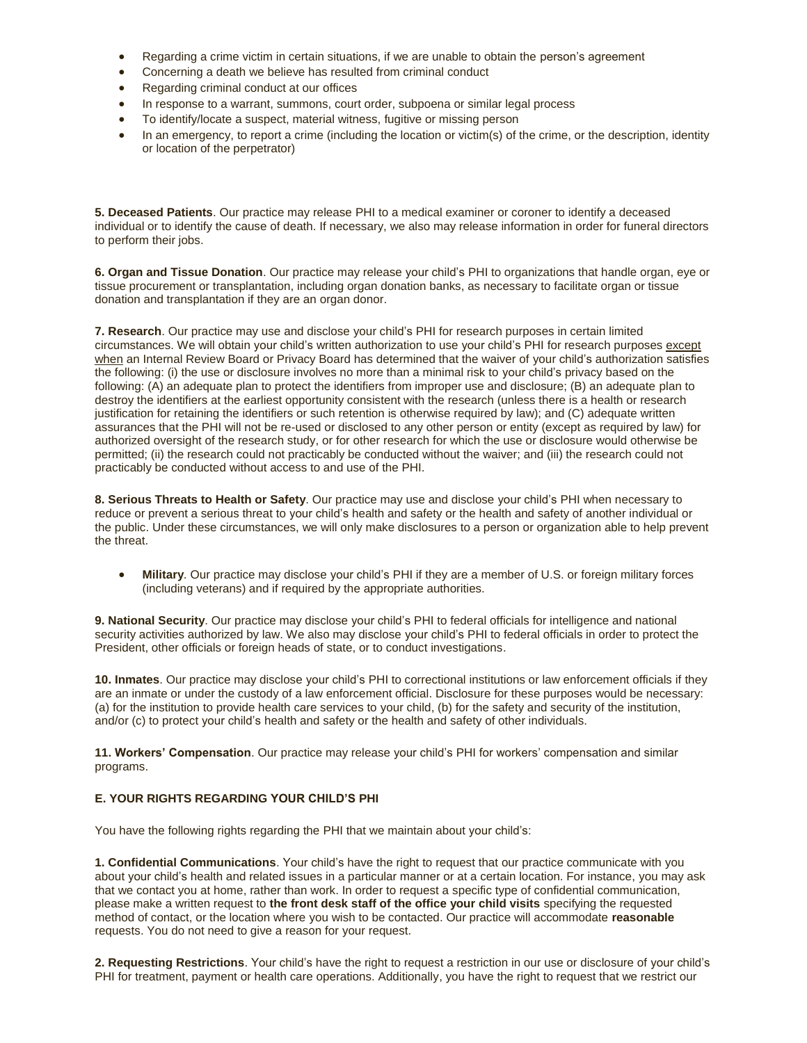- Regarding a crime victim in certain situations, if we are unable to obtain the person's agreement
- Concerning a death we believe has resulted from criminal conduct
- Regarding criminal conduct at our offices
- In response to a warrant, summons, court order, subpoena or similar legal process
- To identify/locate a suspect, material witness, fugitive or missing person
- In an emergency, to report a crime (including the location or victim(s) of the crime, or the description, identity or location of the perpetrator)

**5. Deceased Patients**. Our practice may release PHI to a medical examiner or coroner to identify a deceased individual or to identify the cause of death. If necessary, we also may release information in order for funeral directors to perform their jobs.

**6. Organ and Tissue Donation**. Our practice may release your child's PHI to organizations that handle organ, eye or tissue procurement or transplantation, including organ donation banks, as necessary to facilitate organ or tissue donation and transplantation if they are an organ donor.

**7. Research**. Our practice may use and disclose your child's PHI for research purposes in certain limited circumstances. We will obtain your child's written authorization to use your child's PHI for research purposes except when an Internal Review Board or Privacy Board has determined that the waiver of your child's authorization satisfies the following: (i) the use or disclosure involves no more than a minimal risk to your child's privacy based on the following: (A) an adequate plan to protect the identifiers from improper use and disclosure; (B) an adequate plan to destroy the identifiers at the earliest opportunity consistent with the research (unless there is a health or research justification for retaining the identifiers or such retention is otherwise required by law); and (C) adequate written assurances that the PHI will not be re-used or disclosed to any other person or entity (except as required by law) for authorized oversight of the research study, or for other research for which the use or disclosure would otherwise be permitted; (ii) the research could not practicably be conducted without the waiver; and (iii) the research could not practicably be conducted without access to and use of the PHI.

**8. Serious Threats to Health or Safety**. Our practice may use and disclose your child's PHI when necessary to reduce or prevent a serious threat to your child's health and safety or the health and safety of another individual or the public. Under these circumstances, we will only make disclosures to a person or organization able to help prevent the threat.

- **Military**. Our practice may disclose your child's PHI if they are a member of U.S. or foreign military forces (including veterans) and if required by the appropriate authorities.

**9. National Security**. Our practice may disclose your child's PHI to federal officials for intelligence and national security activities authorized by law. We also may disclose your child's PHI to federal officials in order to protect the President, other officials or foreign heads of state, or to conduct investigations.

**10. Inmates**. Our practice may disclose your child's PHI to correctional institutions or law enforcement officials if they are an inmate or under the custody of a law enforcement official. Disclosure for these purposes would be necessary: (a) for the institution to provide health care services to your child, (b) for the safety and security of the institution, and/or (c) to protect your child's health and safety or the health and safety of other individuals.

**11. Workers' Compensation**. Our practice may release your child's PHI for workers' compensation and similar programs.

**E. YOUR RIGHTS REGARDING YOUR CHILD'S PHI**

You have the following rights regarding the PHI that we maintain about your child's:

**1. Confidential Communications**. Your child's have the right to request that our practice communicate with you about your child's health and related issues in a particular manner or at a certain location. For instance, you may ask that we contact you at home, rather than work. In order to request a specific type of confidential communication, please make a written request to **the front desk staff of the office your child visits** specifying the requested method of contact, or the location where you wish to be contacted. Our practice will accommodate **reasonable** requests. You do not need to give a reason for your request.

**2. Requesting Restrictions**. Your child's have the right to request a restriction in our use or disclosure of your child's PHI for treatment, payment or health care operations. Additionally, you have the right to request that we restrict our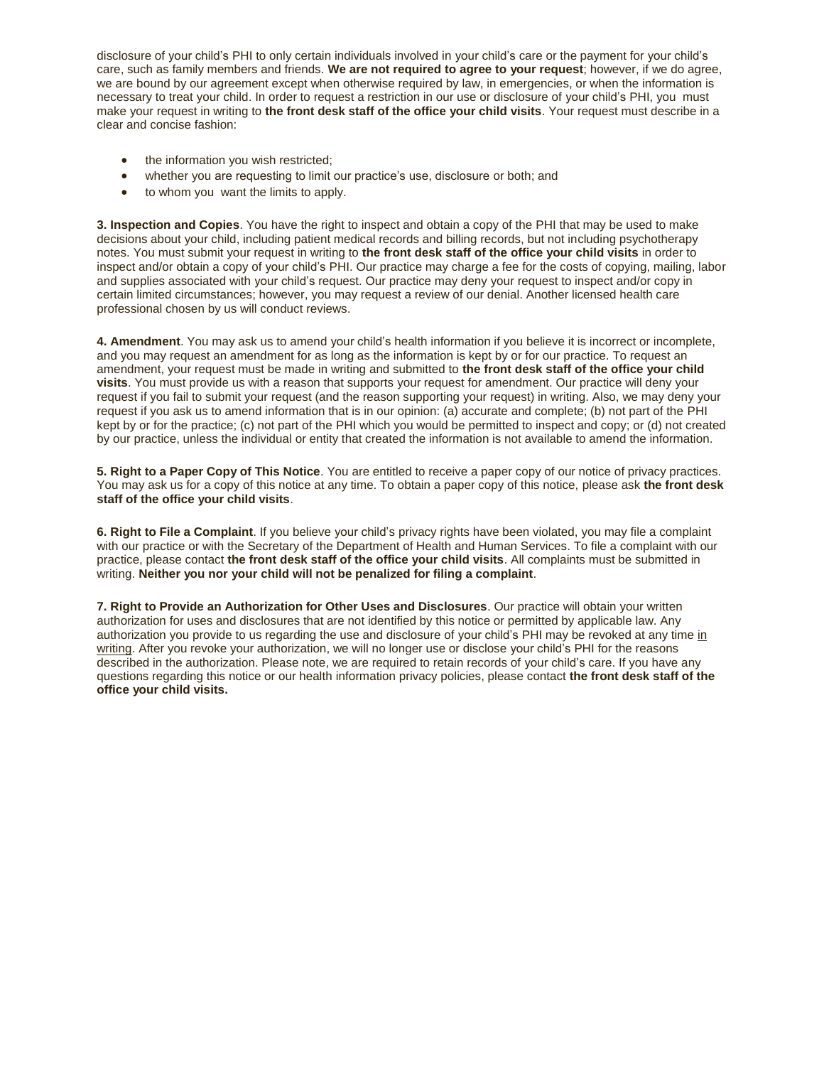disclosure of your child's PHI to only certain individuals involved in your child's care or the payment for your child's care, such as family members and friends. **We are not required to agree to your request**; however, if we do agree, we are bound by our agreement except when otherwise required by law, in emergencies, or when the information is necessary to treat your child. In order to request a restriction in our use or disclosure of your child's PHI, you must make your request in writing to **the front desk staff of the office your child visits**. Your request must describe in a clear and concise fashion:

- the information you wish restricted;
- whether you are requesting to limit our practice's use, disclosure or both; and
- to whom you want the limits to apply.

**3. Inspection and Copies**. You have the right to inspect and obtain a copy of the PHI that may be used to make decisions about your child, including patient medical records and billing records, but not including psychotherapy notes. You must submit your request in writing to **the front desk staff of the office your child visits** in order to inspect and/or obtain a copy of your child's PHI. Our practice may charge a fee for the costs of copying, mailing, labor and supplies associated with your child's request. Our practice may deny your request to inspect and/or copy in certain limited circumstances; however, you may request a review of our denial. Another licensed health care professional chosen by us will conduct reviews.

**4. Amendment**. You may ask us to amend your child's health information if you believe it is incorrect or incomplete, and you may request an amendment for as long as the information is kept by or for our practice. To request an amendment, your request must be made in writing and submitted to **the front desk staff of the office your child visits**. You must provide us with a reason that supports your request for amendment. Our practice will deny your request if you fail to submit your request (and the reason supporting your request) in writing. Also, we may deny your request if you ask us to amend information that is in our opinion: (a) accurate and complete; (b) not part of the PHI kept by or for the practice; (c) not part of the PHI which you would be permitted to inspect and copy; or (d) not created by our practice, unless the individual or entity that created the information is not available to amend the information.

**5. Right to a Paper Copy of This Notice**. You are entitled to receive a paper copy of our notice of privacy practices. You may ask us for a copy of this notice at any time. To obtain a paper copy of this notice, please ask **the front desk staff of the office your child visits**.

**6. Right to File a Complaint**. If you believe your child's privacy rights have been violated, you may file a complaint with our practice or with the Secretary of the Department of Health and Human Services. To file a complaint with our practice, please contact **the front desk staff of the office your child visits**. All complaints must be submitted in writing. **Neither you nor your child will not be penalized for filing a complaint**.

**7. Right to Provide an Authorization for Other Uses and Disclosures**. Our practice will obtain your written authorization for uses and disclosures that are not identified by this notice or permitted by applicable law. Any authorization you provide to us regarding the use and disclosure of your child's PHI may be revoked at any time in writing. After you revoke your authorization, we will no longer use or disclose your child's PHI for the reasons described in the authorization. Please note, we are required to retain records of your child's care. If you have any questions regarding this notice or our health information privacy policies, please contact **the front desk staff of the office your child visits.**